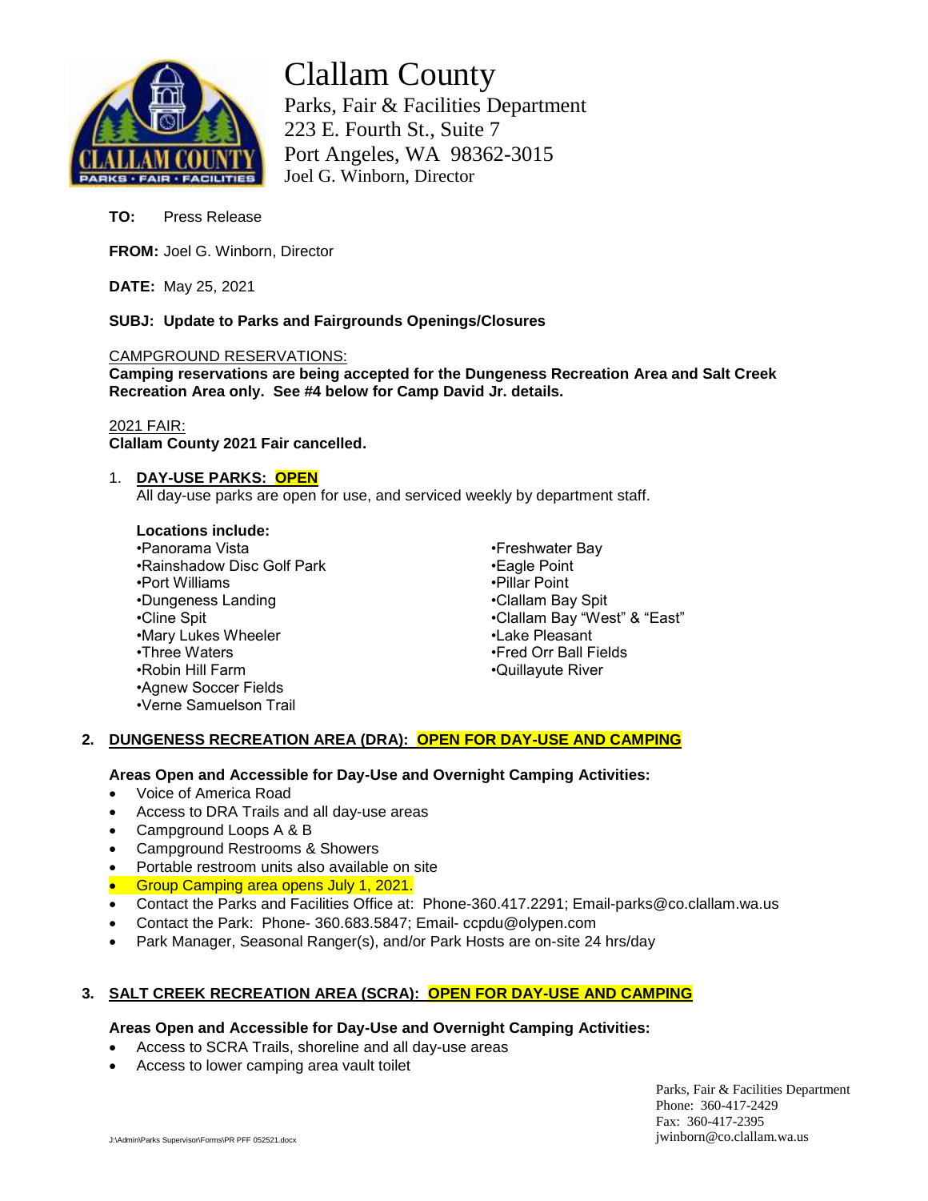# Clallam County

Parks, Fair & Facilities Department
223 E. Fourth St., Suite 7
Port Angeles, WA 98362-3015
Joel G. Winborn, Director

**TO:** Press Release

**FROM:** Joel G. Winborn, Director

**DATE:** May 25, 2021

**SUBJ: Update to Parks and Fairgrounds Openings/Closures**

CAMPGROUND RESERVATIONS:
**Camping reservations are being accepted for the Dungeness Recreation Area and Salt Creek Recreation Area only. See #4 below for Camp David Jr. details.**

2021 FAIR:
**Clallam County 2021 Fair cancelled.**

1. **DAY-USE PARKS: OPEN**
   All day-use parks are open for use, and serviced weekly by department staff.

   **Locations include:**
   - Panorama Vista
   - Rainshadow Disc Golf Park
   - Port Williams
   - Dungeness Landing
   - Cline Spit
   - Mary Lukes Wheeler
   - Three Waters
   - Robin Hill Farm
   - Agnew Soccer Fields
   - Verne Samuelson Trail
   - Freshwater Bay
   - Eagle Point
   - Pillar Point
   - Clallam Bay Spit
   - Clallam Bay "West" & "East"
   - Lake Pleasant
   - Fred Orr Ball Fields
   - Quillayute River

2. **DUNGENESS RECREATION AREA (DRA): OPEN FOR DAY-USE AND CAMPING**

   **Areas Open and Accessible for Day-Use and Overnight Camping Activities:**
   - Voice of America Road
   - Access to DRA Trails and all day-use areas
   - Campground Loops A & B
   - Campground Restrooms & Showers
   - Portable restroom units also available on site
   - Group Camping area opens July 1, 2021.
   - Contact the Parks and Facilities Office at: Phone-360.417.2291; Email-parks@co.clallam.wa.us
   - Contact the Park: Phone- 360.683.5847; Email- ccpdu@olypen.com
   - Park Manager, Seasonal Ranger(s), and/or Park Hosts are on-site 24 hrs/day

3. **SALT CREEK RECREATION AREA (SCRA): OPEN FOR DAY-USE AND CAMPING**

   **Areas Open and Accessible for Day-Use and Overnight Camping Activities:**
   - Access to SCRA Trails, shoreline and all day-use areas
   - Access to lower camping area vault toilet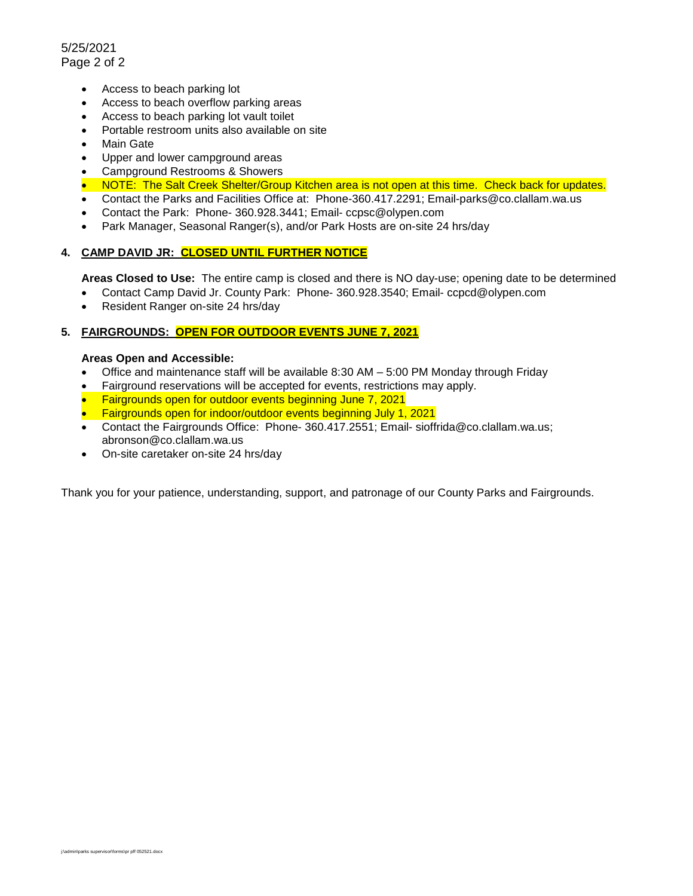- Access to beach parking lot
- Access to beach overflow parking areas
- Access to beach parking lot vault toilet
- Portable restroom units also available on site
- Main Gate
- Upper and lower campground areas
- Campground Restrooms & Showers
- NOTE: The Salt Creek Shelter/Group Kitchen area is not open at this time. Check back for updates.
- Contact the Parks and Facilities Office at: Phone-360.417.2291; Email-parks@co.clallam.wa.us
- Contact the Park: Phone- 360.928.3441; Email- ccpsc@olypen.com
- Park Manager, Seasonal Ranger(s), and/or Park Hosts are on-site 24 hrs/day

**4. CAMP DAVID JR: CLOSED UNTIL FURTHER NOTICE**

**Areas Closed to Use:** The entire camp is closed and there is NO day-use; opening date to be determined

- Contact Camp David Jr. County Park: Phone- 360.928.3540; Email- ccpcd@olypen.com
- Resident Ranger on-site 24 hrs/day

**5. FAIRGROUNDS: OPEN FOR OUTDOOR EVENTS JUNE 7, 2021**

**Areas Open and Accessible:**

- Office and maintenance staff will be available 8:30 AM – 5:00 PM Monday through Friday
- Fairground reservations will be accepted for events, restrictions may apply.
- Fairgrounds open for outdoor events beginning June 7, 2021
- Fairgrounds open for indoor/outdoor events beginning July 1, 2021
- Contact the Fairgrounds Office: Phone- 360.417.2551; Email- sioffrida@co.clallam.wa.us; abronson@co.clallam.wa.us
- On-site caretaker on-site 24 hrs/day

Thank you for your patience, understanding, support, and patronage of our County Parks and Fairgrounds.